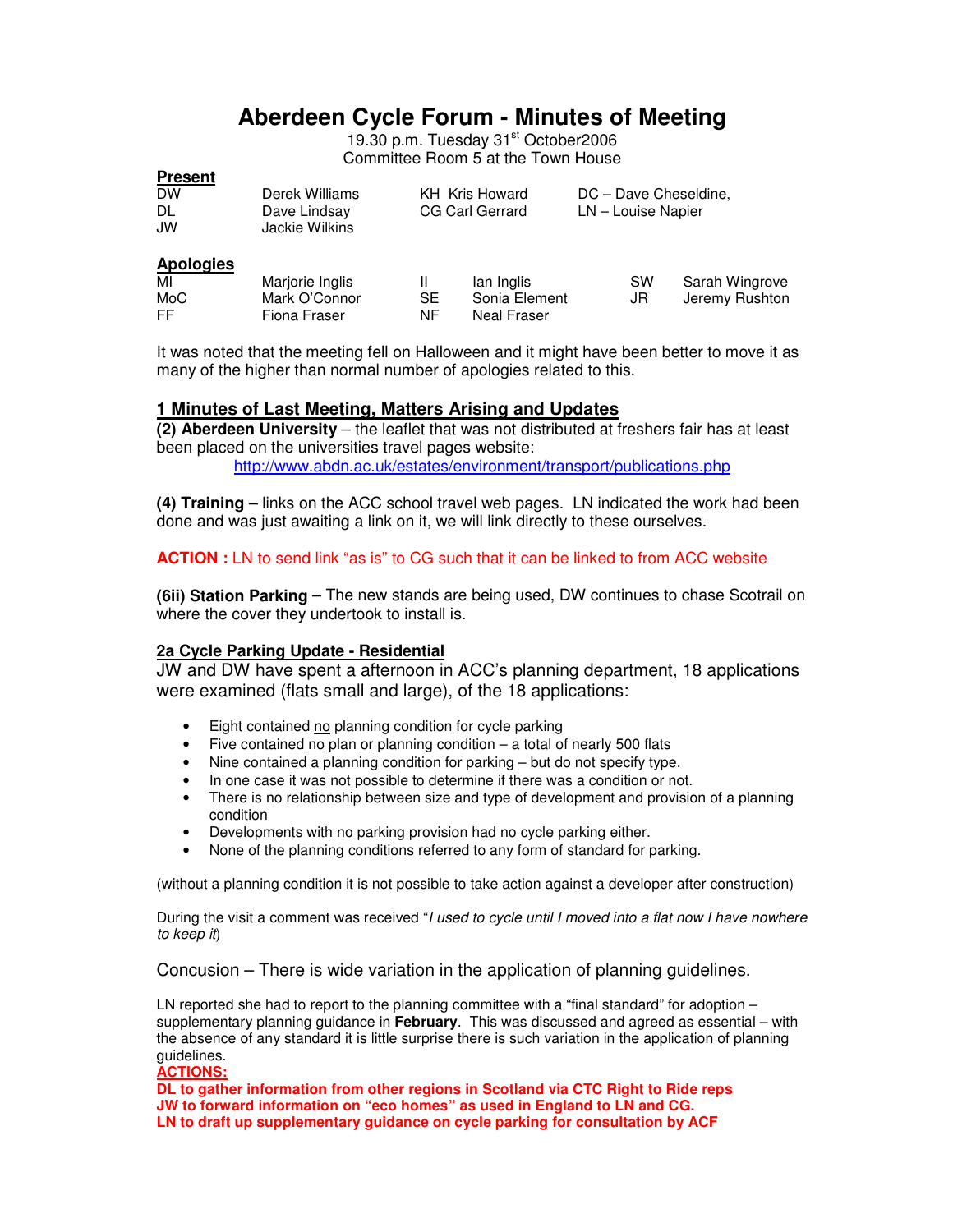# Aberdeen Cycle Forum - Minutes of Meeting

19.30 p.m. Tuesday 31st October2006
Committee Room 5 at the Town House

**Present**

| | | | |
|---|---|---|---|
| DW | Derek Williams | KH Kris Howard | DC – Dave Cheseldine, |
| DL | Dave Lindsay | CG Carl Gerrard | LN – Louise Napier |
| JW | Jackie Wilkins | | |

**Apologies**

| | | | | | |
|---|---|---|---|---|---|
| MI | Marjorie Inglis | II | Ian Inglis | SW | Sarah Wingrove |
| MoC | Mark O'Connor | SE | Sonia Element | JR | Jeremy Rushton |
| FF | Fiona Fraser | NF | Neal Fraser | | |

It was noted that the meeting fell on Halloween and it might have been better to move it as many of the higher than normal number of apologies related to this.

## 1 Minutes of Last Meeting, Matters Arising and Updates

**(2) Aberdeen University** – the leaflet that was not distributed at freshers fair has at least been placed on the universities travel pages website:
http://www.abdn.ac.uk/estates/environment/transport/publications.php

**(4) Training** – links on the ACC school travel web pages. LN indicated the work had been done and was just awaiting a link on it, we will link directly to these ourselves.

**ACTION :** LN to send link "as is" to CG such that it can be linked to from ACC website

**(6ii) Station Parking** – The new stands are being used, DW continues to chase Scotrail on where the cover they undertook to install is.

## 2a Cycle Parking Update - Residential

JW and DW have spent a afternoon in ACC's planning department, 18 applications were examined (flats small and large), of the 18 applications:

- Eight contained no planning condition for cycle parking
- Five contained no plan or planning condition – a total of nearly 500 flats
- Nine contained a planning condition for parking – but do not specify type.
- In one case it was not possible to determine if there was a condition or not.
- There is no relationship between size and type of development and provision of a planning condition
- Developments with no parking provision had no cycle parking either.
- None of the planning conditions referred to any form of standard for parking.

(without a planning condition it is not possible to take action against a developer after construction)

During the visit a comment was received "*I used to cycle until I moved into a flat now I have nowhere to keep it*)

Concusion – There is wide variation in the application of planning guidelines.

LN reported she had to report to the planning committee with a "final standard" for adoption – supplementary planning guidance in **February**. This was discussed and agreed as essential – with the absence of any standard it is little surprise there is such variation in the application of planning guidelines.

**ACTIONS:**

**DL to gather information from other regions in Scotland via CTC Right to Ride reps**
**JW to forward information on "eco homes" as used in England to LN and CG.**
**LN to draft up supplementary guidance on cycle parking for consultation by ACF**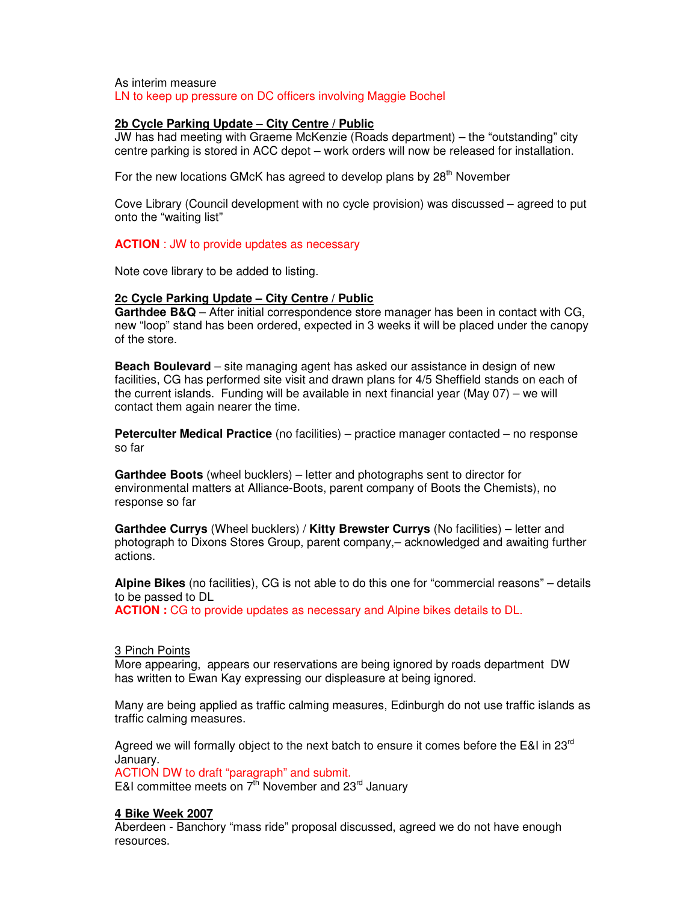As interim measure
LN to keep up pressure on DC officers involving Maggie Bochel

**2b Cycle Parking Update – City Centre / Public**
JW has had meeting with Graeme McKenzie (Roads department) – the "outstanding" city centre parking is stored in ACC depot – work orders will now be released for installation.

For the new locations GMcK has agreed to develop plans by 28th November

Cove Library (Council development with no cycle provision) was discussed – agreed to put onto the "waiting list"

**ACTION** : JW to provide updates as necessary

Note cove library to be added to listing.

**2c Cycle Parking Update – City Centre / Public**
**Garthdee B&Q** – After initial correspondence store manager has been in contact with CG, new "loop" stand has been ordered, expected in 3 weeks it will be placed under the canopy of the store.

**Beach Boulevard** – site managing agent has asked our assistance in design of new facilities, CG has performed site visit and drawn plans for 4/5 Sheffield stands on each of the current islands. Funding will be available in next financial year (May 07) – we will contact them again nearer the time.

**Peterculter Medical Practice** (no facilities) – practice manager contacted – no response so far

**Garthdee Boots** (wheel bucklers) – letter and photographs sent to director for environmental matters at Alliance-Boots, parent company of Boots the Chemists), no response so far

**Garthdee Currys** (Wheel bucklers) / **Kitty Brewster Currys** (No facilities) – letter and photograph to Dixons Stores Group, parent company,– acknowledged and awaiting further actions.

**Alpine Bikes** (no facilities), CG is not able to do this one for "commercial reasons" – details to be passed to DL
**ACTION :** CG to provide updates as necessary and Alpine bikes details to DL.

3 Pinch Points
More appearing, appears our reservations are being ignored by roads department DW has written to Ewan Kay expressing our displeasure at being ignored.

Many are being applied as traffic calming measures, Edinburgh do not use traffic islands as traffic calming measures.

Agreed we will formally object to the next batch to ensure it comes before the E&I in 23rd January.
ACTION DW to draft "paragraph" and submit.
E&I committee meets on 7th November and 23rd January

**4 Bike Week 2007**
Aberdeen - Banchory "mass ride" proposal discussed, agreed we do not have enough resources.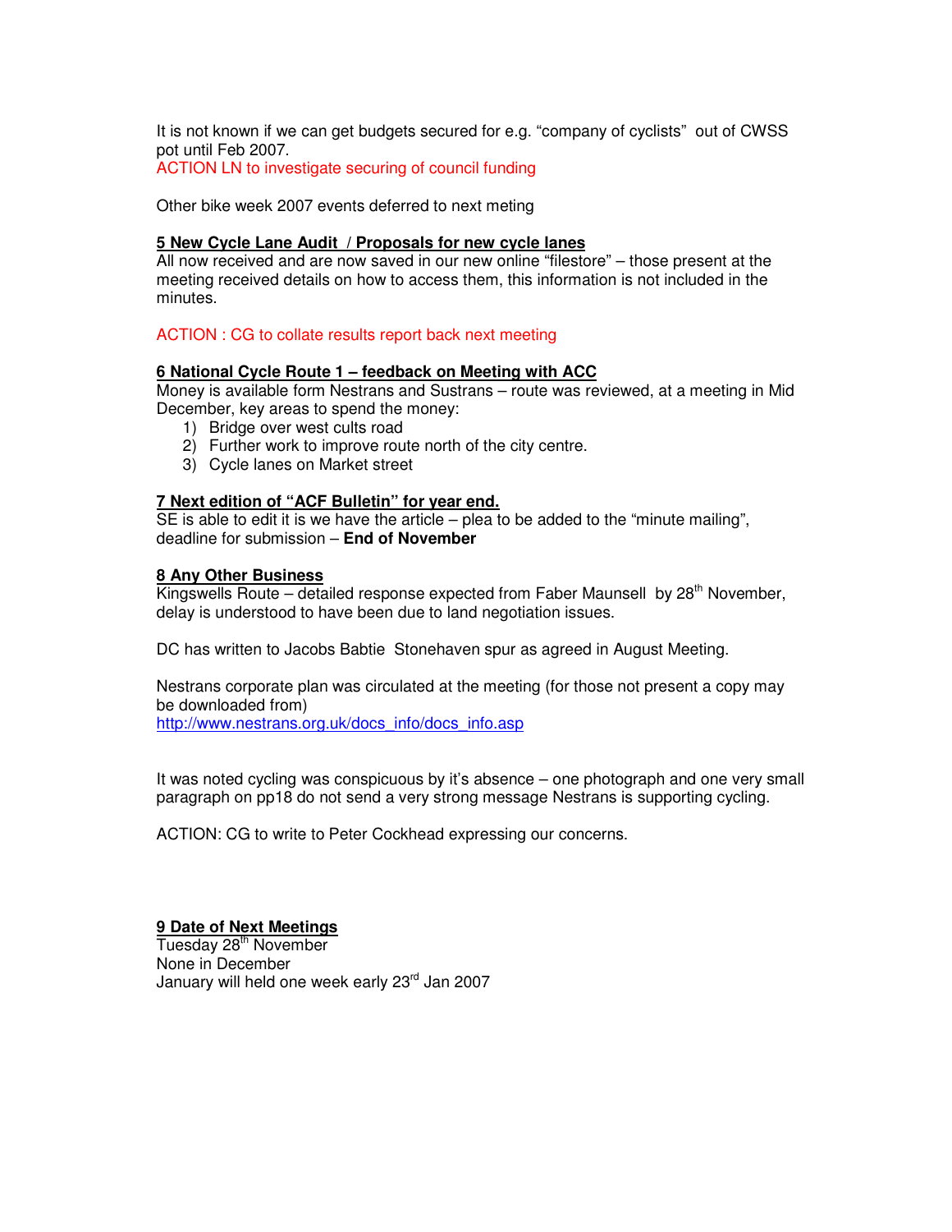It is not known if we can get budgets secured for e.g. "company of cyclists" out of CWSS pot until Feb 2007.
ACTION LN to investigate securing of council funding

Other bike week 2007 events deferred to next meting

**5 New Cycle Lane Audit / Proposals for new cycle lanes**
All now received and are now saved in our new online "filestore" – those present at the meeting received details on how to access them, this information is not included in the minutes.

ACTION : CG to collate results report back next meeting

**6 National Cycle Route 1 – feedback on Meeting with ACC**
Money is available form Nestrans and Sustrans – route was reviewed, at a meeting in Mid December, key areas to spend the money:

1) Bridge over west cults road
2) Further work to improve route north of the city centre.
3) Cycle lanes on Market street

**7 Next edition of "ACF Bulletin" for year end.**
SE is able to edit it is we have the article – plea to be added to the "minute mailing", deadline for submission – **End of November**

**8 Any Other Business**
Kingswells Route – detailed response expected from Faber Maunsell by 28th November, delay is understood to have been due to land negotiation issues.

DC has written to Jacobs Babtie Stonehaven spur as agreed in August Meeting.

Nestrans corporate plan was circulated at the meeting (for those not present a copy may be downloaded from)
http://www.nestrans.org.uk/docs_info/docs_info.asp

It was noted cycling was conspicuous by it's absence – one photograph and one very small paragraph on pp18 do not send a very strong message Nestrans is supporting cycling.

ACTION: CG to write to Peter Cockhead expressing our concerns.

**9 Date of Next Meetings**
Tuesday 28th November
None in December
January will held one week early 23rd Jan 2007